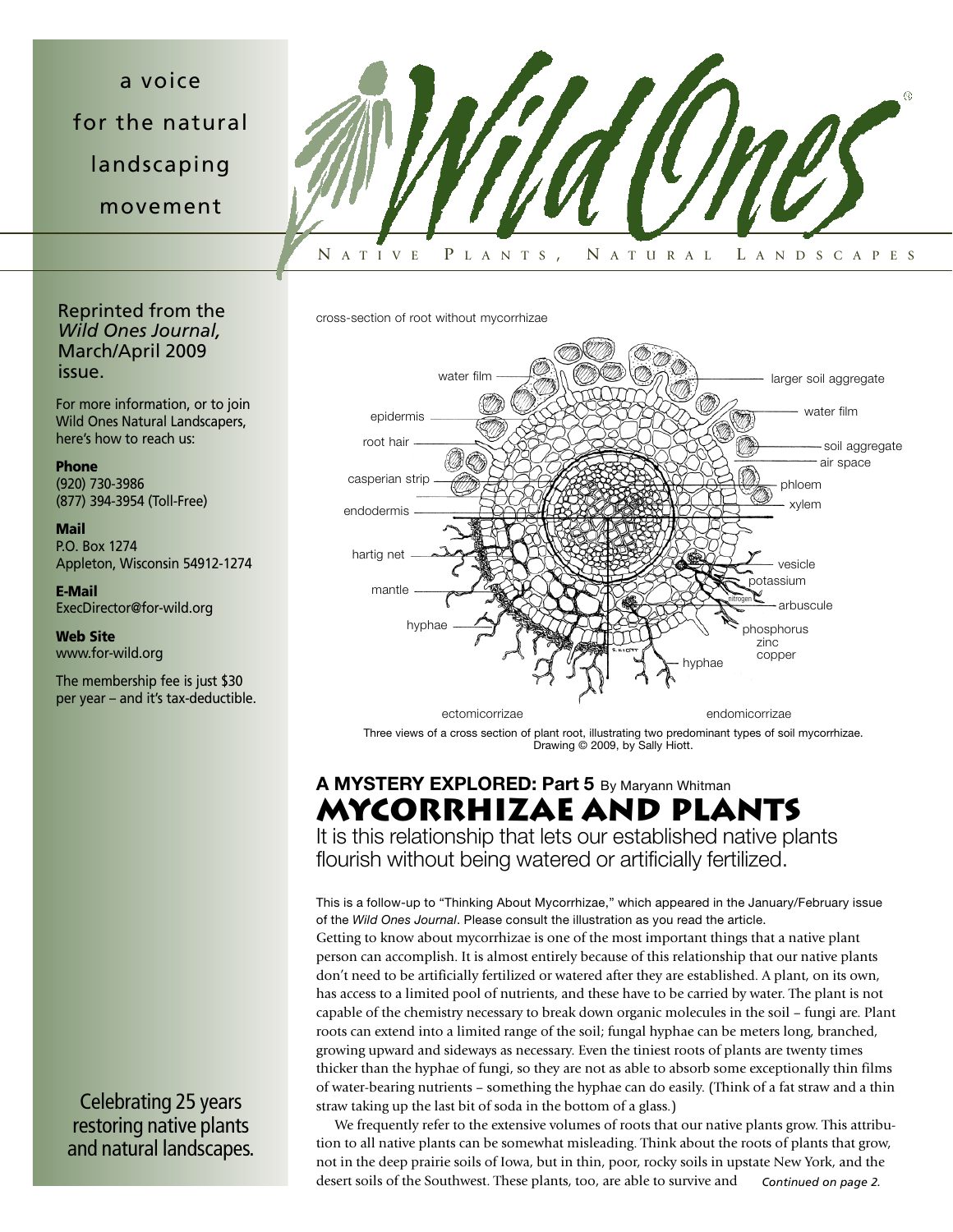a voice for the natural landscaping movement

# Wild Ones

NATIVE PLANTS, NATURAL LANDSCAPES

Reprinted from the *Wild Ones Journal,* March/April 2009 issue.

For more information, or to join Wild Ones Natural Landscapers, here's how to reach us:

**Phone**
(920) 730-3986
(877) 394-3954 (Toll-Free)

**Mail**
P.O. Box 1274
Appleton, Wisconsin 54912-1274

**E-Mail**
ExecDirector@for-wild.org

**Web Site**
www.for-wild.org

The membership fee is just $30 per year – and it's tax-deductible.

Celebrating 25 years restoring native plants and natural landscapes.

cross-section of root without mycorrhizae

water film, larger soil aggregate, epidermis, water film, root hair, soil aggregate, air space, casperian strip, phloem, endodermis, xylem, hartig net, vesicle, potassium, mantle, nitrogen, arbuscule, hyphae, phosphorus, zinc, copper, hyphae

ectomicorrizae — endomicorrizae

Three views of a cross section of plant root, illustrating two predominant types of soil mycorrhizae. Drawing © 2009, by Sally Hiott.

## A MYSTERY EXPLORED: Part 5 By Maryann Whitman

# MYCORRHIZAE AND PLANTS

It is this relationship that lets our established native plants flourish without being watered or artificially fertilized.

This is a follow-up to "Thinking About Mycorrhizae," which appeared in the January/February issue of the *Wild Ones Journal*. Please consult the illustration as you read the article.

Getting to know about mycorrhizae is one of the most important things that a native plant person can accomplish. It is almost entirely because of this relationship that our native plants don't need to be artificially fertilized or watered after they are established. A plant, on its own, has access to a limited pool of nutrients, and these have to be carried by water. The plant is not capable of the chemistry necessary to break down organic molecules in the soil – fungi are. Plant roots can extend into a limited range of the soil; fungal hyphae can be meters long, branched, growing upward and sideways as necessary. Even the tiniest roots of plants are twenty times thicker than the hyphae of fungi, so they are not as able to absorb some exceptionally thin films of water-bearing nutrients – something the hyphae can do easily. (Think of a fat straw and a thin straw taking up the last bit of soda in the bottom of a glass.)

We frequently refer to the extensive volumes of roots that our native plants grow. This attribution to all native plants can be somewhat misleading. Think about the roots of plants that grow, not in the deep prairie soils of Iowa, but in thin, poor, rocky soils in upstate New York, and the desert soils of the Southwest. These plants, too, are able to survive and *Continued on page 2.*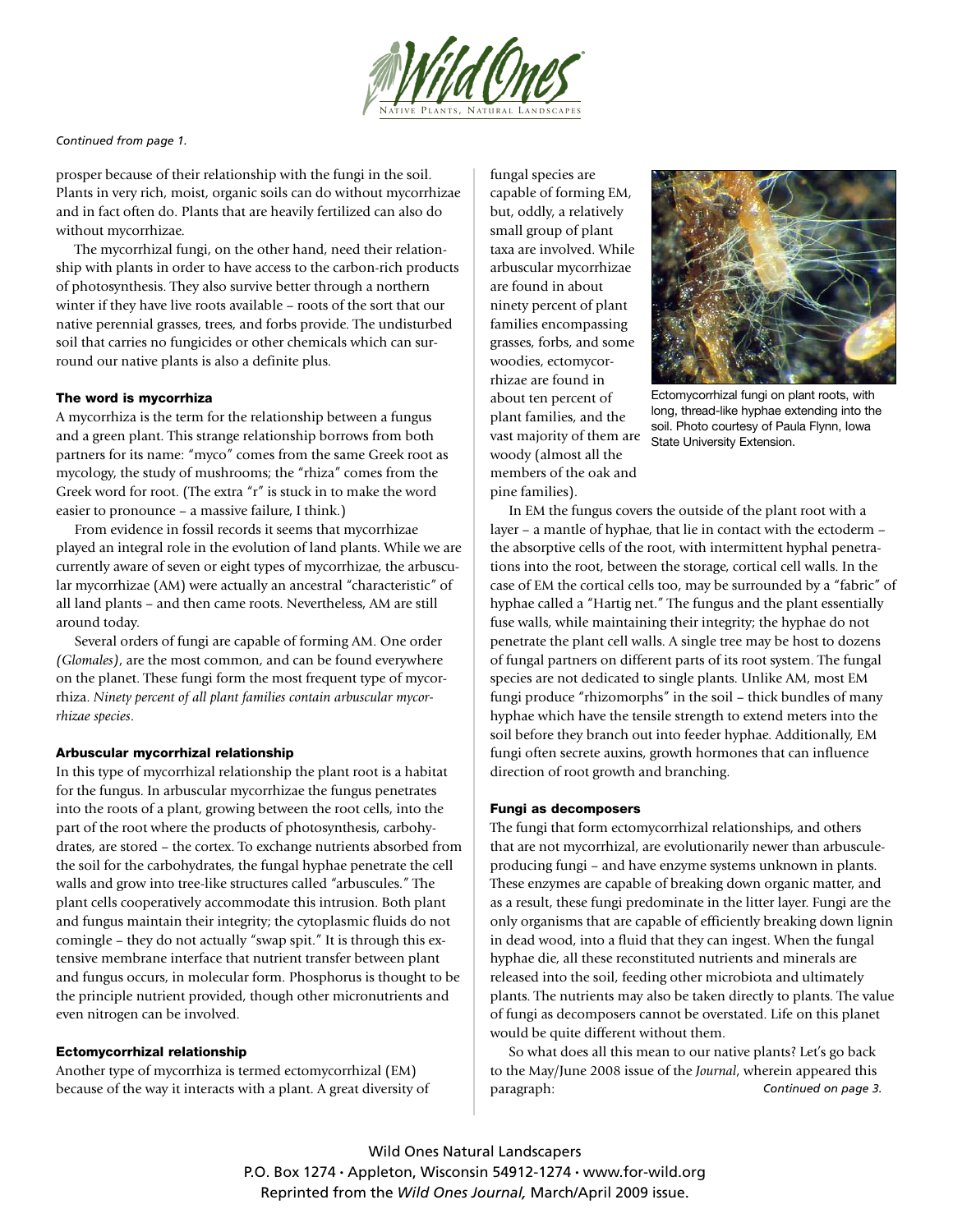*Continued from page 1.*

prosper because of their relationship with the fungi in the soil. Plants in very rich, moist, organic soils can do without mycorrhizae and in fact often do. Plants that are heavily fertilized can also do without mycorrhizae.

The mycorrhizal fungi, on the other hand, need their relationship with plants in order to have access to the carbon-rich products of photosynthesis. They also survive better through a northern winter if they have live roots available – roots of the sort that our native perennial grasses, trees, and forbs provide. The undisturbed soil that carries no fungicides or other chemicals which can surround our native plants is also a definite plus.

### The word is mycorrhiza

A mycorrhiza is the term for the relationship between a fungus and a green plant. This strange relationship borrows from both partners for its name: "myco" comes from the same Greek root as mycology, the study of mushrooms; the "rhiza" comes from the Greek word for root. (The extra "r" is stuck in to make the word easier to pronounce – a massive failure, I think.)

From evidence in fossil records it seems that mycorrhizae played an integral role in the evolution of land plants. While we are currently aware of seven or eight types of mycorrhizae, the arbuscular mycorrhizae (AM) were actually an ancestral "characteristic" of all land plants – and then came roots. Nevertheless, AM are still around today.

Several orders of fungi are capable of forming AM. One order *(Glomales)*, are the most common, and can be found everywhere on the planet. These fungi form the most frequent type of mycorrhiza. *Ninety percent of all plant families contain arbuscular mycorrhizae species*.

### Arbuscular mycorrhizal relationship

In this type of mycorrhizal relationship the plant root is a habitat for the fungus. In arbuscular mycorrhizae the fungus penetrates into the roots of a plant, growing between the root cells, into the part of the root where the products of photosynthesis, carbohydrates, are stored – the cortex. To exchange nutrients absorbed from the soil for the carbohydrates, the fungal hyphae penetrate the cell walls and grow into tree-like structures called "arbuscules." The plant cells cooperatively accommodate this intrusion. Both plant and fungus maintain their integrity; the cytoplasmic fluids do not comingle – they do not actually "swap spit." It is through this extensive membrane interface that nutrient transfer between plant and fungus occurs, in molecular form. Phosphorus is thought to be the principle nutrient provided, though other micronutrients and even nitrogen can be involved.

### Ectomycorrhizal relationship

Another type of mycorrhiza is termed ectomycorrhizal (EM) because of the way it interacts with a plant. A great diversity of fungal species are capable of forming EM, but, oddly, a relatively small group of plant taxa are involved. While arbuscular mycorrhizae are found in about ninety percent of plant families encompassing grasses, forbs, and some woodies, ectomycorrhizae are found in about ten percent of plant families, and the vast majority of them are woody (almost all the members of the oak and pine families).

Ectomycorrhizal fungi on plant roots, with long, thread-like hyphae extending into the soil. Photo courtesy of Paula Flynn, Iowa State University Extension.

In EM the fungus covers the outside of the plant root with a layer – a mantle of hyphae, that lie in contact with the ectoderm – the absorptive cells of the root, with intermittent hyphal penetrations into the root, between the storage, cortical cell walls. In the case of EM the cortical cells too, may be surrounded by a "fabric" of hyphae called a "Hartig net." The fungus and the plant essentially fuse walls, while maintaining their integrity; the hyphae do not penetrate the plant cell walls. A single tree may be host to dozens of fungal partners on different parts of its root system. The fungal species are not dedicated to single plants. Unlike AM, most EM fungi produce "rhizomorphs" in the soil – thick bundles of many hyphae which have the tensile strength to extend meters into the soil before they branch out into feeder hyphae. Additionally, EM fungi often secrete auxins, growth hormones that can influence direction of root growth and branching.

### Fungi as decomposers

The fungi that form ectomycorrhizal relationships, and others that are not mycorrhizal, are evolutionarily newer than arbuscule-producing fungi – and have enzyme systems unknown in plants. These enzymes are capable of breaking down organic matter, and as a result, these fungi predominate in the litter layer. Fungi are the only organisms that are capable of efficiently breaking down lignin in dead wood, into a fluid that they can ingest. When the fungal hyphae die, all these reconstituted nutrients and minerals are released into the soil, feeding other microbiota and ultimately plants. The nutrients may also be taken directly to plants. The value of fungi as decomposers cannot be overstated. Life on this planet would be quite different without them.

So what does all this mean to our native plants? Let's go back to the May/June 2008 issue of the *Journal*, wherein appeared this paragraph: *Continued on page 3.*

Wild Ones Natural Landscapers
P.O. Box 1274 • Appleton, Wisconsin 54912-1274 • www.for-wild.org
Reprinted from the *Wild Ones Journal,* March/April 2009 issue.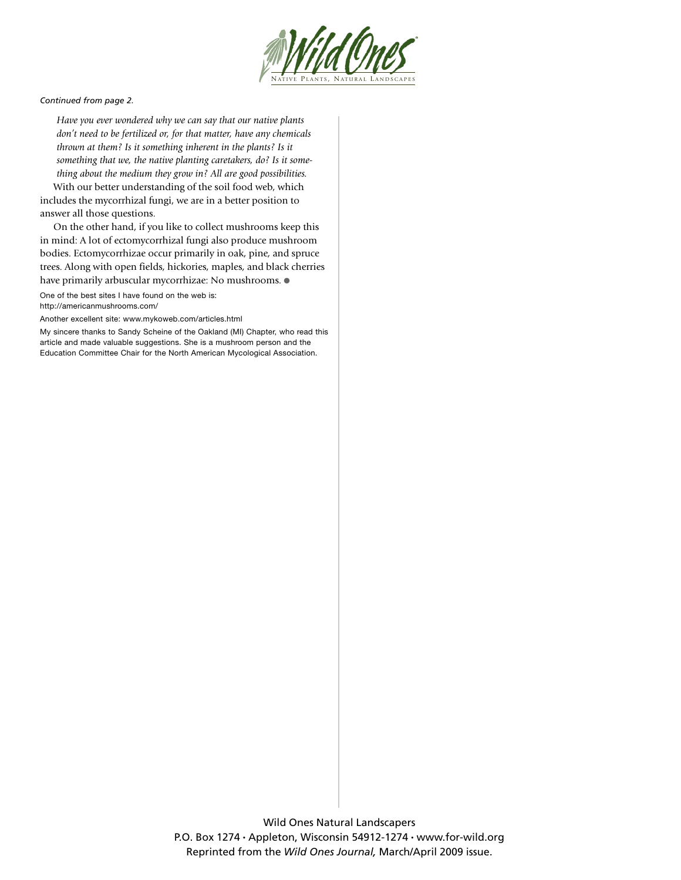*Continued from page 2.*

> *Have you ever wondered why we can say that our native plants don't need to be fertilized or, for that matter, have any chemicals thrown at them? Is it something inherent in the plants? Is it something that we, the native planting caretakers, do? Is it something about the medium they grow in? All are good possibilities.*

With our better understanding of the soil food web, which includes the mycorrhizal fungi, we are in a better position to answer all those questions.

On the other hand, if you like to collect mushrooms keep this in mind: A lot of ectomycorrhizal fungi also produce mushroom bodies. Ectomycorrhizae occur primarily in oak, pine, and spruce trees. Along with open fields, hickories, maples, and black cherries have primarily arbuscular mycorrhizae: No mushrooms. ●

One of the best sites I have found on the web is: http://americanmushrooms.com/

Another excellent site: www.mykoweb.com/articles.html

My sincere thanks to Sandy Scheine of the Oakland (MI) Chapter, who read this article and made valuable suggestions. She is a mushroom person and the Education Committee Chair for the North American Mycological Association.

Wild Ones Natural Landscapers
P.O. Box 1274 • Appleton, Wisconsin 54912-1274 • www.for-wild.org
Reprinted from the *Wild Ones Journal,* March/April 2009 issue.